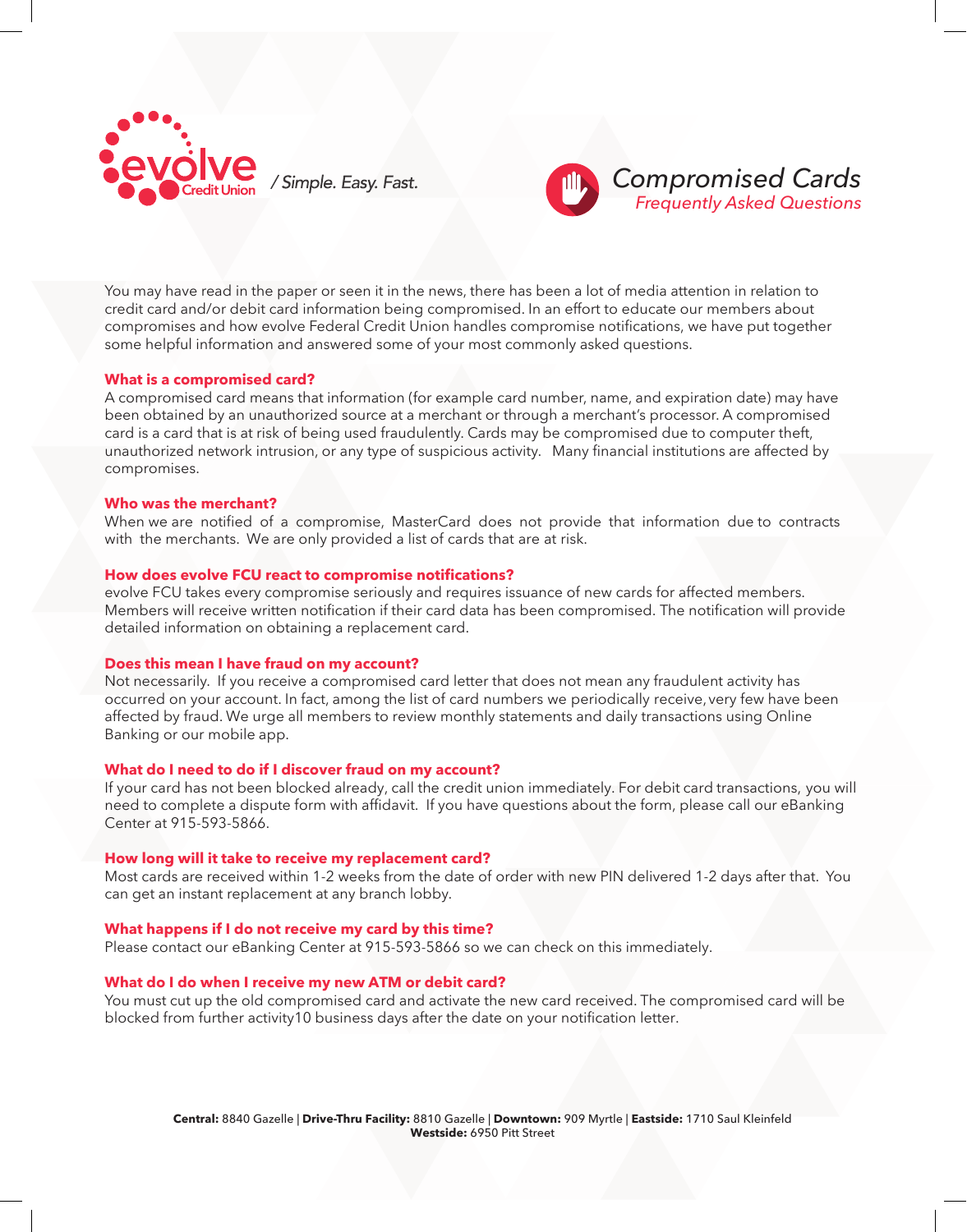evolve Credit Union / Simple. Easy. Fast.

# Compromised Cards

*Frequently Asked Questions*

You may have read in the paper or seen it in the news, there has been a lot of media attention in relation to credit card and/or debit card information being compromised. In an effort to educate our members about compromises and how evolve Federal Credit Union handles compromise notifications, we have put together some helpful information and answered some of your most commonly asked questions.

**What is a compromised card?**

A compromised card means that information (for example card number, name, and expiration date) may have been obtained by an unauthorized source at a merchant or through a merchant's processor. A compromised card is a card that is at risk of being used fraudulently. Cards may be compromised due to computer theft, unauthorized network intrusion, or any type of suspicious activity. Many financial institutions are affected by compromises.

**Who was the merchant?**

When we are notified of a compromise, MasterCard does not provide that information due to contracts with the merchants. We are only provided a list of cards that are at risk.

**How does evolve FCU react to compromise notifications?**

evolve FCU takes every compromise seriously and requires issuance of new cards for affected members. Members will receive written notification if their card data has been compromised. The notification will provide detailed information on obtaining a replacement card.

**Does this mean I have fraud on my account?**

Not necessarily. If you receive a compromised card letter that does not mean any fraudulent activity has occurred on your account. In fact, among the list of card numbers we periodically receive, very few have been affected by fraud. We urge all members to review monthly statements and daily transactions using Online Banking or our mobile app.

**What do I need to do if I discover fraud on my account?**

If your card has not been blocked already, call the credit union immediately. For debit card transactions, you will need to complete a dispute form with affidavit. If you have questions about the form, please call our eBanking Center at 915-593-5866.

**How long will it take to receive my replacement card?**

Most cards are received within 1-2 weeks from the date of order with new PIN delivered 1-2 days after that. You can get an instant replacement at any branch lobby.

**What happens if I do not receive my card by this time?**

Please contact our eBanking Center at 915-593-5866 so we can check on this immediately.

**What do I do when I receive my new ATM or debit card?**

You must cut up the old compromised card and activate the new card received. The compromised card will be blocked from further activity10 business days after the date on your notification letter.

**Central:** 8840 Gazelle | **Drive-Thru Facility:** 8810 Gazelle | **Downtown:** 909 Myrtle | **Eastside:** 1710 Saul Kleinfeld
**Westside:** 6950 Pitt Street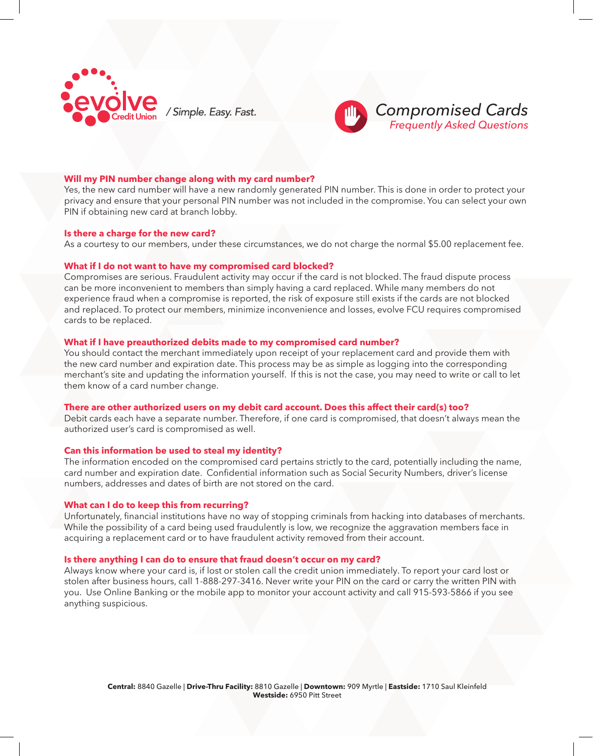evolve Credit Union / Simple. Easy. Fast.

# Compromised Cards

*Frequently Asked Questions*

**Will my PIN number change along with my card number?**

Yes, the new card number will have a new randomly generated PIN number. This is done in order to protect your privacy and ensure that your personal PIN number was not included in the compromise. You can select your own PIN if obtaining new card at branch lobby.

**Is there a charge for the new card?**

As a courtesy to our members, under these circumstances, we do not charge the normal $5.00 replacement fee.

**What if I do not want to have my compromised card blocked?**

Compromises are serious. Fraudulent activity may occur if the card is not blocked. The fraud dispute process can be more inconvenient to members than simply having a card replaced. While many members do not experience fraud when a compromise is reported, the risk of exposure still exists if the cards are not blocked and replaced. To protect our members, minimize inconvenience and losses, evolve FCU requires compromised cards to be replaced.

**What if I have preauthorized debits made to my compromised card number?**

You should contact the merchant immediately upon receipt of your replacement card and provide them with the new card number and expiration date. This process may be as simple as logging into the corresponding merchant's site and updating the information yourself. If this is not the case, you may need to write or call to let them know of a card number change.

**There are other authorized users on my debit card account. Does this affect their card(s) too?**

Debit cards each have a separate number. Therefore, if one card is compromised, that doesn't always mean the authorized user's card is compromised as well.

**Can this information be used to steal my identity?**

The information encoded on the compromised card pertains strictly to the card, potentially including the name, card number and expiration date. Confidential information such as Social Security Numbers, driver's license numbers, addresses and dates of birth are not stored on the card.

**What can I do to keep this from recurring?**

Unfortunately, financial institutions have no way of stopping criminals from hacking into databases of merchants. While the possibility of a card being used fraudulently is low, we recognize the aggravation members face in acquiring a replacement card or to have fraudulent activity removed from their account.

**Is there anything I can do to ensure that fraud doesn't occur on my card?**

Always know where your card is, if lost or stolen call the credit union immediately. To report your card lost or stolen after business hours, call 1-888-297-3416. Never write your PIN on the card or carry the written PIN with you. Use Online Banking or the mobile app to monitor your account activity and call 915-593-5866 if you see anything suspicious.

**Central:** 8840 Gazelle | **Drive-Thru Facility:** 8810 Gazelle | **Downtown:** 909 Myrtle | **Eastside:** 1710 Saul Kleinfeld
**Westside:** 6950 Pitt Street